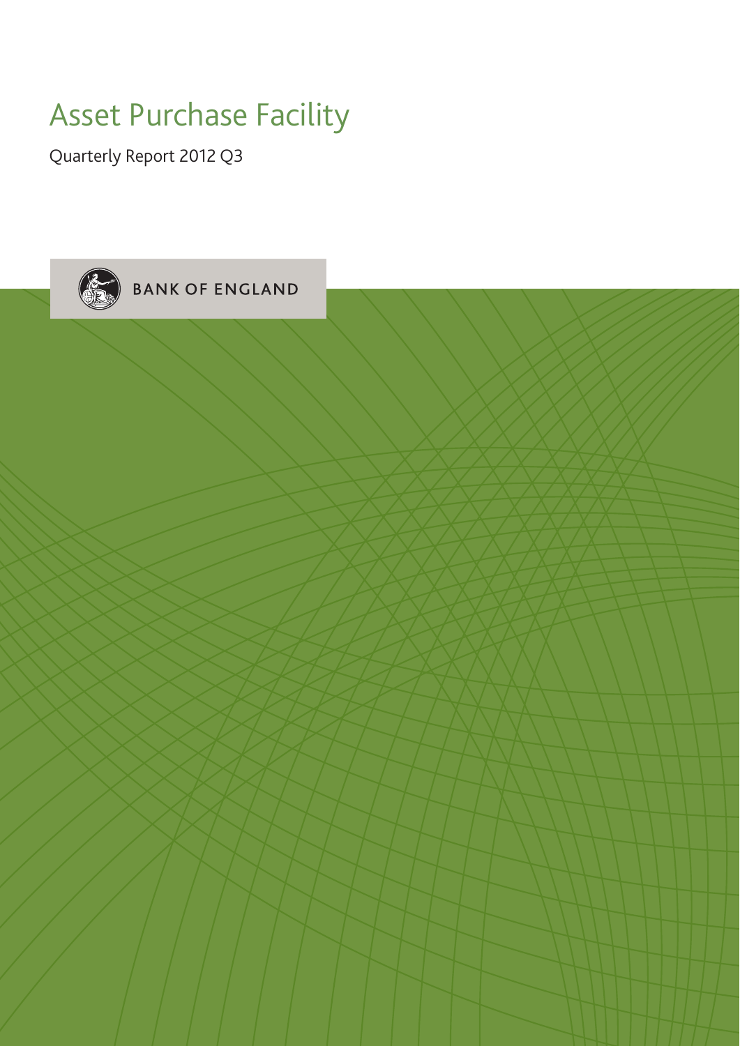# Asset Purchase Facility

Quarterly Report 2012 Q3

BANK OF ENGLAND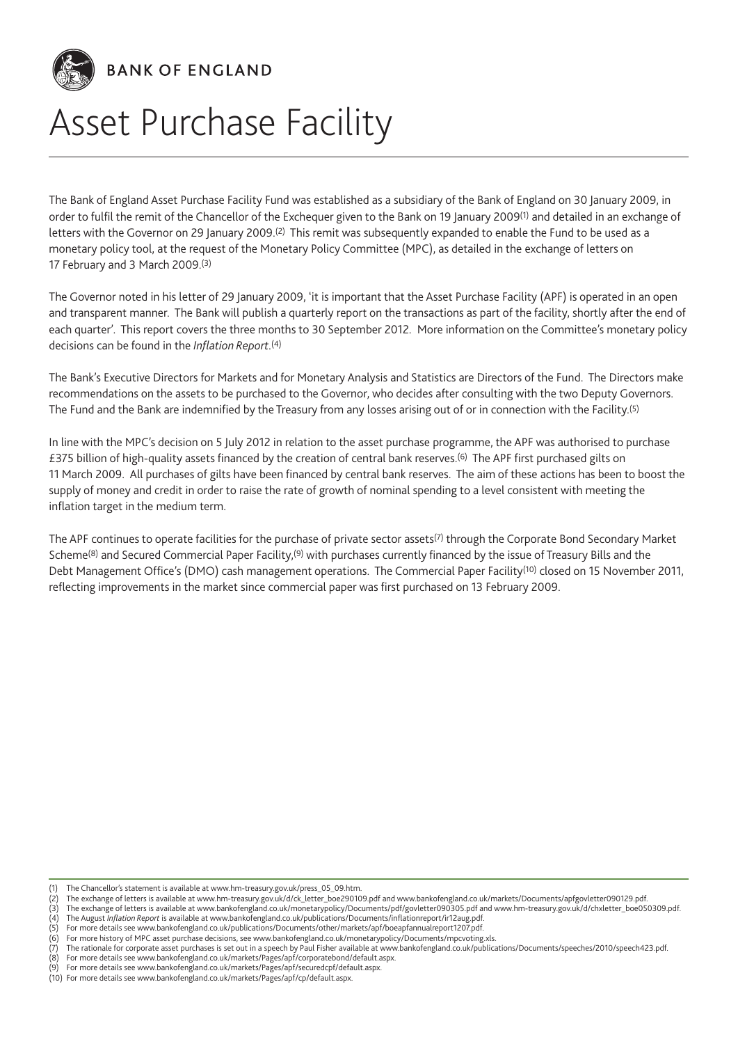**BANK OF ENGLAND**

# Asset Purchase Facility

The Bank of England Asset Purchase Facility Fund was established as a subsidiary of the Bank of England on 30 January 2009, in order to fulfil the remit of the Chancellor of the Exchequer given to the Bank on 19 January 2009[1] and detailed in an exchange of letters with the Governor on 29 January 2009.[2] This remit was subsequently expanded to enable the Fund to be used as a monetary policy tool, at the request of the Monetary Policy Committee (MPC), as detailed in the exchange of letters on 17 February and 3 March 2009.[3]

The Governor noted in his letter of 29 January 2009, 'it is important that the Asset Purchase Facility (APF) is operated in an open and transparent manner. The Bank will publish a quarterly report on the transactions as part of the facility, shortly after the end of each quarter'. This report covers the three months to 30 September 2012. More information on the Committee's monetary policy decisions can be found in the *Inflation Report*.[4]

The Bank's Executive Directors for Markets and for Monetary Analysis and Statistics are Directors of the Fund. The Directors make recommendations on the assets to be purchased to the Governor, who decides after consulting with the two Deputy Governors. The Fund and the Bank are indemnified by the Treasury from any losses arising out of or in connection with the Facility.[5]

In line with the MPC's decision on 5 July 2012 in relation to the asset purchase programme, the APF was authorised to purchase £375 billion of high-quality assets financed by the creation of central bank reserves.[6] The APF first purchased gilts on 11 March 2009. All purchases of gilts have been financed by central bank reserves. The aim of these actions has been to boost the supply of money and credit in order to raise the rate of growth of nominal spending to a level consistent with meeting the inflation target in the medium term.

The APF continues to operate facilities for the purchase of private sector assets[7] through the Corporate Bond Secondary Market Scheme[8] and Secured Commercial Paper Facility,[9] with purchases currently financed by the issue of Treasury Bills and the Debt Management Office's (DMO) cash management operations. The Commercial Paper Facility[10] closed on 15 November 2011, reflecting improvements in the market since commercial paper was first purchased on 13 February 2009.

(1) The Chancellor's statement is available at www.hm-treasury.gov.uk/press_05_09.htm.
(2) The exchange of letters is available at www.hm-treasury.gov.uk/d/ck_letter_boe290109.pdf and www.bankofengland.co.uk/markets/Documents/apfgovletter090129.pdf.
(3) The exchange of letters is available at www.bankofengland.co.uk/monetarypolicy/Documents/pdf/govletter090305.pdf and www.hm-treasury.gov.uk/d/chxletter_boe050309.pdf.
(4) The August *Inflation Report* is available at www.bankofengland.co.uk/publications/Documents/inflationreport/ir12aug.pdf.
(5) For more details see www.bankofengland.co.uk/publications/Documents/other/markets/apf/boeapfannualreport1207.pdf.
(6) For more history of MPC asset purchase decisions, see www.bankofengland.co.uk/monetarypolicy/Documents/mpcvoting.xls.
(7) The rationale for corporate asset purchases is set out in a speech by Paul Fisher available at www.bankofengland.co.uk/publications/Documents/speeches/2010/speech423.pdf.
(8) For more details see www.bankofengland.co.uk/markets/Pages/apf/corporatebond/default.aspx.
(9) For more details see www.bankofengland.co.uk/markets/Pages/apf/securedcpf/default.aspx.
(10) For more details see www.bankofengland.co.uk/markets/Pages/apf/cp/default.aspx.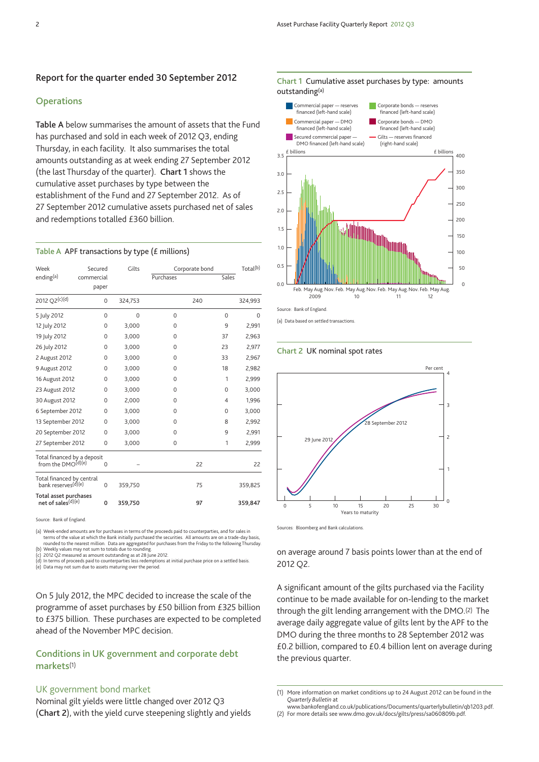## Report for the quarter ended 30 September 2012

### Operations

**Table A** below summarises the amount of assets that the Fund has purchased and sold in each week of 2012 Q3, ending Thursday, in each facility. It also summarises the total amounts outstanding as at week ending 27 September 2012 (the last Thursday of the quarter). **Chart 1** shows the cumulative asset purchases by type between the establishment of the Fund and 27 September 2012. As of 27 September 2012 cumulative assets purchased net of sales and redemptions totalled £360 billion.

**Table A** APF transactions by type (£ millions)

| Week ending[(a)] | Secured commercial paper | Gilts | Corporate bond | | Total[(b)] |
|---|---|---|---|---|---|
| | | | Purchases | Sales | |
| 2012 Q2[(c)(d)] | 0 | 324,753 | 240 | | 324,993 |
| 5 July 2012 | 0 | 0 | 0 | 0 | 0 |
| 12 July 2012 | 0 | 3,000 | 0 | 9 | 2,991 |
| 19 July 2012 | 0 | 3,000 | 0 | 37 | 2,963 |
| 26 July 2012 | 0 | 3,000 | 0 | 23 | 2,977 |
| 2 August 2012 | 0 | 3,000 | 0 | 33 | 2,967 |
| 9 August 2012 | 0 | 3,000 | 0 | 18 | 2,982 |
| 16 August 2012 | 0 | 3,000 | 0 | 1 | 2,999 |
| 23 August 2012 | 0 | 3,000 | 0 | 0 | 3,000 |
| 30 August 2012 | 0 | 2,000 | 0 | 4 | 1,996 |
| 6 September 2012 | 0 | 3,000 | 0 | 0 | 3,000 |
| 13 September 2012 | 0 | 3,000 | 0 | 8 | 2,992 |
| 20 September 2012 | 0 | 3,000 | 0 | 9 | 2,991 |
| 27 September 2012 | 0 | 3,000 | 0 | 1 | 2,999 |
| Total financed by a deposit from the DMO[(d)(e)] | 0 | – | 22 | | 22 |
| Total financed by central bank reserves[(d)(e)] | 0 | 359,750 | 75 | | 359,825 |
| **Total asset purchases net of sales[(d)(e)]** | **0** | **359,750** | **97** | | **359,847** |

Source: Bank of England.

(a) Week-ended amounts are for purchases in terms of the proceeds paid to counterparties, and for sales in terms of the value at which the Bank initially purchased the securities. All amounts are on a trade-day basis, rounded to the nearest million. Data are aggregated for purchases from the Friday to the following Thursday.
(b) Weekly values may not sum to totals due to rounding.
(c) 2012 Q2 measured as amount outstanding as at 28 June 2012.
(d) In terms of proceeds paid to counterparties less redemptions at initial purchase price on a settled basis.
(e) Data may not sum due to assets maturing over the period.

On 5 July 2012, the MPC decided to increase the scale of the programme of asset purchases by £50 billion from £325 billion to £375 billion. These purchases are expected to be completed ahead of the November MPC decision.

### Conditions in UK government and corporate debt markets[(1)]

#### UK government bond market

Nominal gilt yields were little changed over 2012 Q3 (**Chart 2**), with the yield curve steepening slightly and yields on average around 7 basis points lower than at the end of 2012 Q2.

**Chart 1** Cumulative asset purchases by type: amounts outstanding[(a)]

Source: Bank of England.

(a) Data based on settled transactions.

**Chart 2** UK nominal spot rates

Sources: Bloomberg and Bank calculations.

A significant amount of the gilts purchased via the Facility continue to be made available for on-lending to the market through the gilt lending arrangement with the DMO.[(2)] The average daily aggregate value of gilts lent by the APF to the DMO during the three months to 28 September 2012 was £0.2 billion, compared to £0.4 billion lent on average during the previous quarter.

(1) More information on market conditions up to 24 August 2012 can be found in the *Quarterly Bulletin* at www.bankofengland.co.uk/publications/Documents/quarterlybulletin/qb1203.pdf.
(2) For more details see www.dmo.gov.uk/docs/gilts/press/sa060809b.pdf.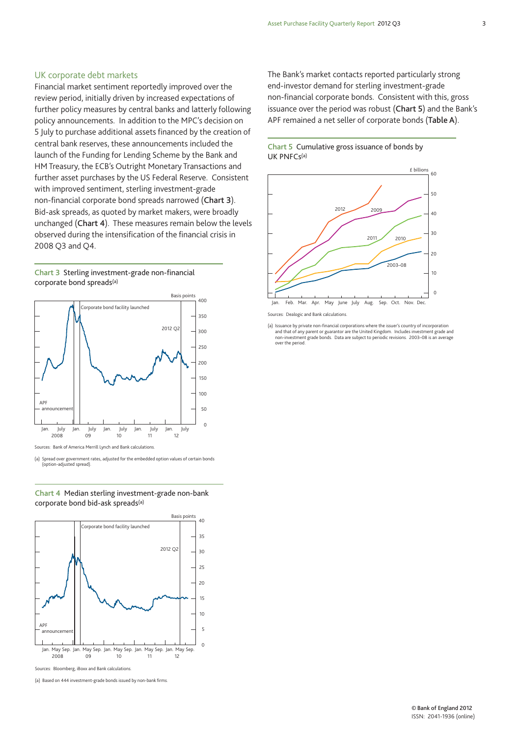## UK corporate debt markets

Financial market sentiment reportedly improved over the review period, initially driven by increased expectations of further policy measures by central banks and latterly following policy announcements. In addition to the MPC's decision on 5 July to purchase additional assets financed by the creation of central bank reserves, these announcements included the launch of the Funding for Lending Scheme by the Bank and HM Treasury, the ECB's Outright Monetary Transactions and further asset purchases by the US Federal Reserve. Consistent with improved sentiment, sterling investment-grade non-financial corporate bond spreads narrowed (**Chart 3**). Bid-ask spreads, as quoted by market makers, were broadly unchanged (**Chart 4**). These measures remain below the levels observed during the intensification of the financial crisis in 2008 Q3 and Q4.

**Chart 3** Sterling investment-grade non-financial corporate bond spreads(a)

Basis points
400
350
300
250
200
150
100
50
0
Corporate bond facility launched
2012 Q2
APF announcement
Jan. July Jan. July Jan. July Jan. July Jan. July
2008 09 10 11 12

Sources: Bank of America Merrill Lynch and Bank calculations.

(a) Spread over government rates, adjusted for the embedded option values of certain bonds (option-adjusted spread).

**Chart 4** Median sterling investment-grade non-bank corporate bond bid-ask spreads(a)

Basis points
40
35
30
25
20
15
10
5
0
Corporate bond facility launched
2012 Q2
APF announcement
Jan. May Sep. Jan. May Sep. Jan. May Sep. Jan. May Sep. Jan. May Sep.
2008 09 10 11 12

Sources: Bloomberg, iBoxx and Bank calculations.

(a) Based on 444 investment-grade bonds issued by non-bank firms.

The Bank's market contacts reported particularly strong end-investor demand for sterling investment-grade non-financial corporate bonds. Consistent with this, gross issuance over the period was robust (**Chart 5**) and the Bank's APF remained a net seller of corporate bonds (**Table A**).

**Chart 5** Cumulative gross issuance of bonds by UK PNFCs(a)

£ billions
60
50
40
30
20
10
0
2012
2009
2011
2010
2003–08
Jan. Feb. Mar. Apr. May June July Aug. Sep. Oct. Nov. Dec.

Sources: Dealogic and Bank calculations.

(a) Issuance by private non-financial corporations where the issuer's country of incorporation and that of any parent or guarantor are the United Kingdom. Includes investment grade and non-investment grade bonds. Data are subject to periodic revisions. 2003–08 is an average over the period.

© Bank of England 2012
ISSN: 2041-1936 (online)